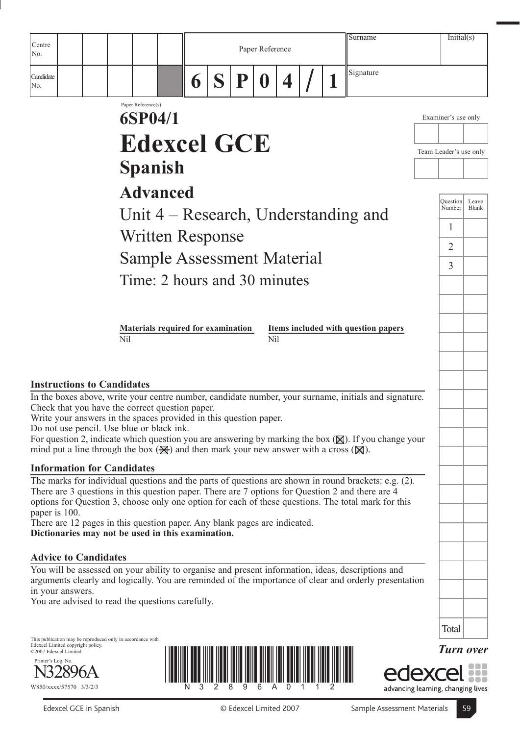| Centre No. | | | | | | Paper Reference | | | | | | | Surname | Initial(s) |
|---|---|---|---|---|---|---|---|---|---|---|---|---|---|---|
| Candidate No. | | | | | | 6 | S | P | 0 | 4 | / | 1 | Signature | |

Paper Reference(s)

# 6SP04/1

# Edexcel GCE

## Spanish

## Advanced

Unit 4 – Research, Understanding and Written Response

Sample Assessment Material

Time: 2 hours and 30 minutes

| Examiner's use only | | |
|---|---|---|
| | | |

| Team Leader's use only | | |
|---|---|---|
| | | |

| Question Number | Leave Blank |
|---|---|
| 1 | |
| 2 | |
| 3 | |
| Total | |

| **Materials required for examination** | **Items included with question papers** |
|---|---|
| Nil | Nil |

### Instructions to Candidates

In the boxes above, write your centre number, candidate number, your surname, initials and signature.
Check that you have the correct question paper.
Write your answers in the spaces provided in this question paper.
Do not use pencil. Use blue or black ink.
For question 2, indicate which question you are answering by marking the box (☒). If you change your mind put a line through the box (☒) and then mark your new answer with a cross (☒).

### Information for Candidates

The marks for individual questions and the parts of questions are shown in round brackets: e.g. (2).
There are 3 questions in this question paper. There are 7 options for Question 2 and there are 4 options for Question 3, choose only one option for each of these questions. The total mark for this paper is 100.
There are 12 pages in this question paper. Any blank pages are indicated.
**Dictionaries may not be used in this examination.**

### Advice to Candidates

You will be assessed on your ability to organise and present information, ideas, descriptions and arguments clearly and logically. You are reminded of the importance of clear and orderly presentation in your answers.
You are advised to read the questions carefully.

This publication may be reproduced only in accordance with Edexcel Limited copyright policy.
©2007 Edexcel Limited.

Printer's Log. No.
N32896A
W850/xxxx/57570 3/3/2/3

*Turn over*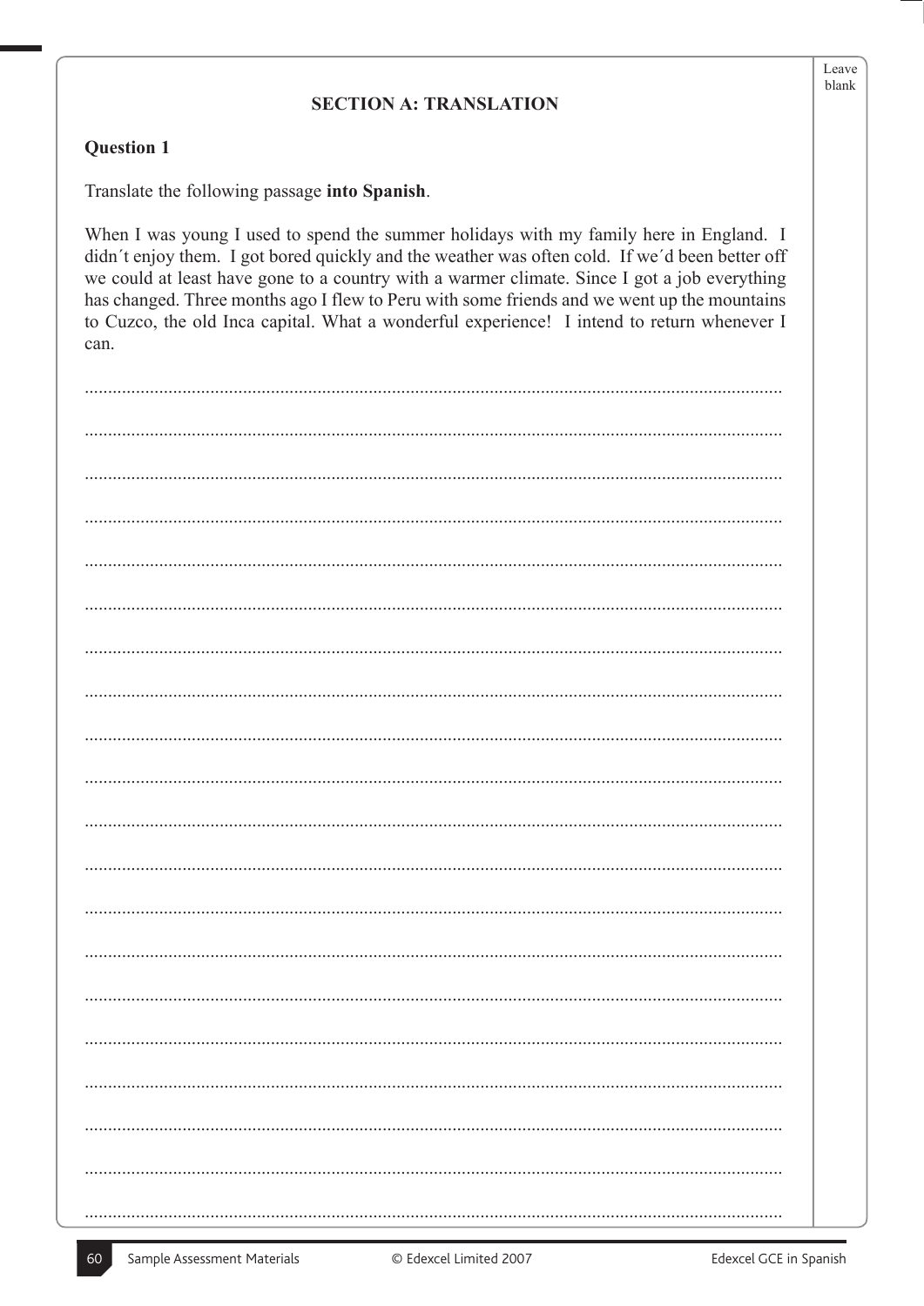## SECTION A: TRANSLATION

**Question 1**

Translate the following passage **into Spanish**.

When I was young I used to spend the summer holidays with my family here in England. I didn´t enjoy them. I got bored quickly and the weather was often cold. If we´d been better off we could at least have gone to a country with a warmer climate. Since I got a job everything has changed. Three months ago I flew to Peru with some friends and we went up the mountains to Cuzco, the old Inca capital. What a wonderful experience! I intend to return whenever I can.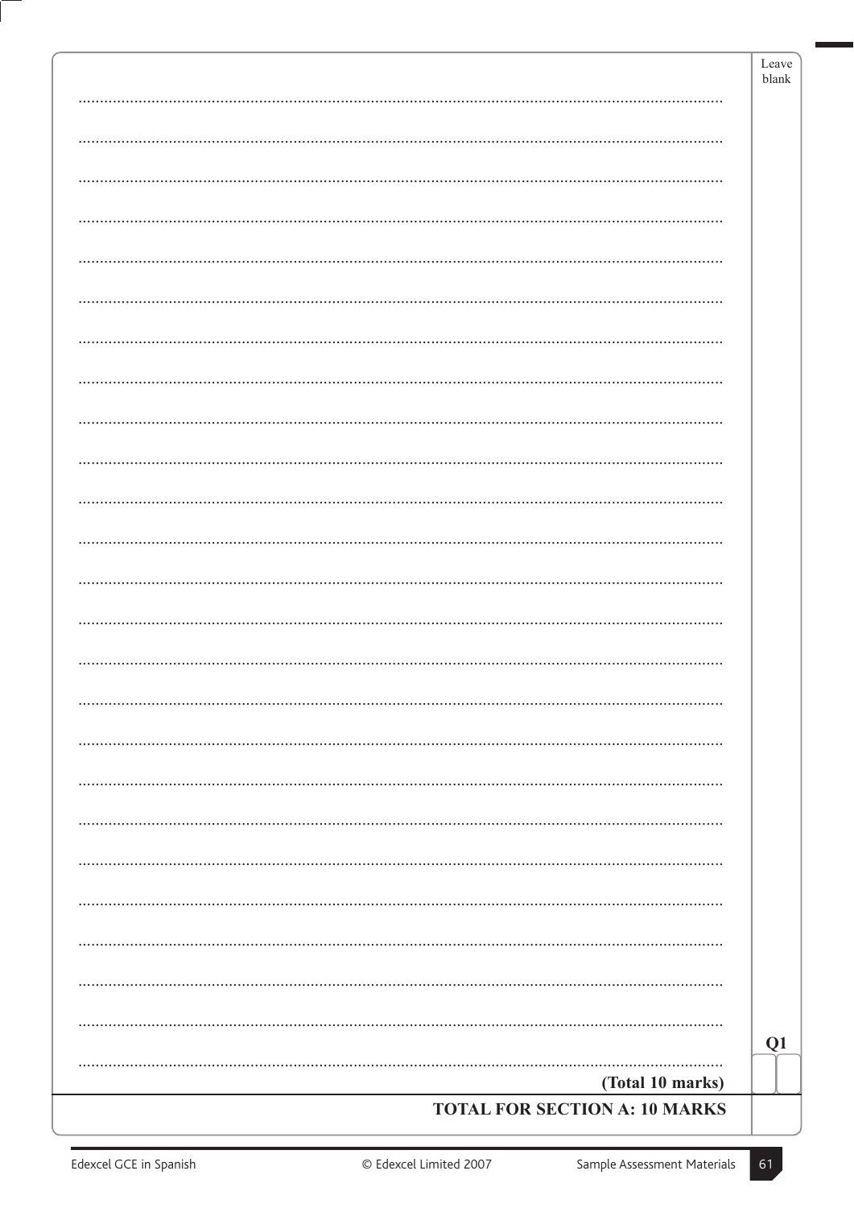Leave blank

Q1

**(Total 10 marks)**

**TOTAL FOR SECTION A: 10 MARKS**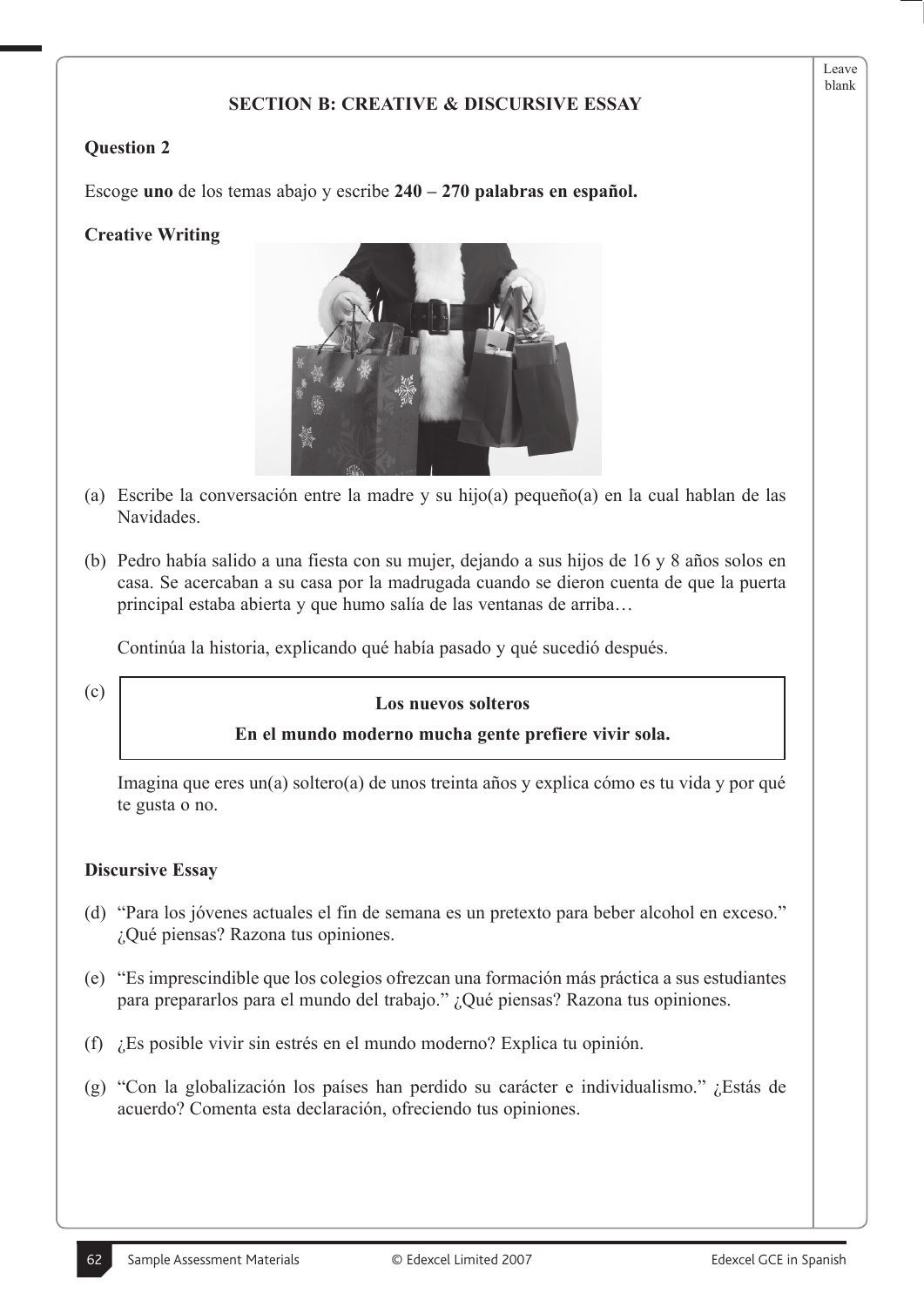## SECTION B: CREATIVE & DISCURSIVE ESSAY

**Question 2**

Escoge **uno** de los temas abajo y escribe **240 – 270 palabras en español.**

**Creative Writing**

(a) Escribe la conversación entre la madre y su hijo(a) pequeño(a) en la cual hablan de las Navidades.

(b) Pedro había salido a una fiesta con su mujer, dejando a sus hijos de 16 y 8 años solos en casa. Se acercaban a su casa por la madrugada cuando se dieron cuenta de que la puerta principal estaba abierta y que humo salía de las ventanas de arriba…

Continúa la historia, explicando qué había pasado y qué sucedió después.

(c)

> **Los nuevos solteros**
>
> **En el mundo moderno mucha gente prefiere vivir sola.**

Imagina que eres un(a) soltero(a) de unos treinta años y explica cómo es tu vida y por qué te gusta o no.

**Discursive Essay**

(d) "Para los jóvenes actuales el fin de semana es un pretexto para beber alcohol en exceso." ¿Qué piensas? Razona tus opiniones.

(e) "Es imprescindible que los colegios ofrezcan una formación más práctica a sus estudiantes para prepararlos para el mundo del trabajo." ¿Qué piensas? Razona tus opiniones.

(f) ¿Es posible vivir sin estrés en el mundo moderno? Explica tu opinión.

(g) "Con la globalización los países han perdido su carácter e individualismo." ¿Estás de acuerdo? Comenta esta declaración, ofreciendo tus opiniones.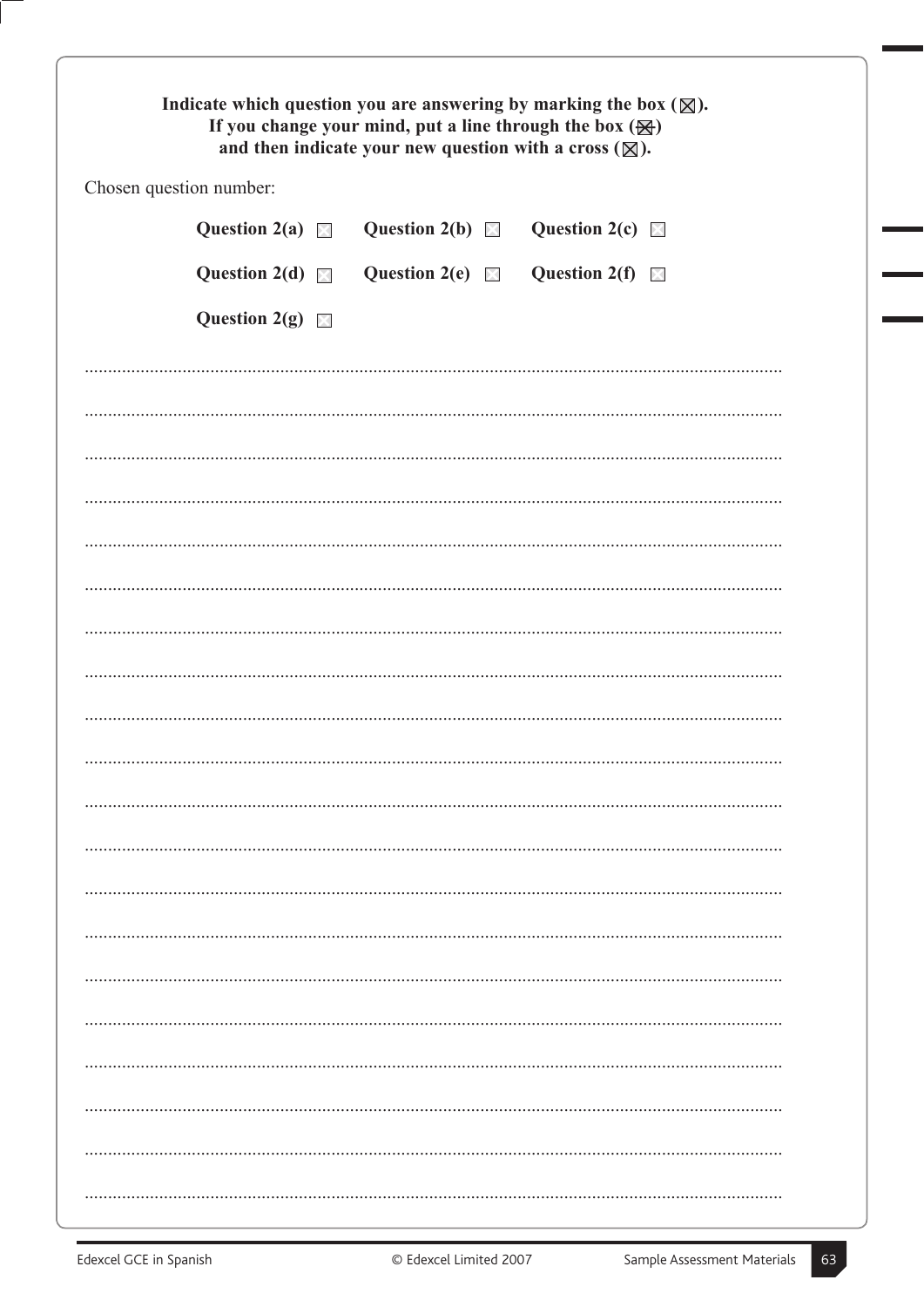**Indicate which question you are answering by marking the box (☒). If you change your mind, put a line through the box (☒) and then indicate your new question with a cross (☒).**

Chosen question number:

**Question 2(a)** ☐ **Question 2(b)** ☐ **Question 2(c)** ☐

**Question 2(d)** ☐ **Question 2(e)** ☐ **Question 2(f)** ☐

**Question 2(g)** ☐

..................................................................................................................................................

..................................................................................................................................................

..................................................................................................................................................

..................................................................................................................................................

..................................................................................................................................................

..................................................................................................................................................

..................................................................................................................................................

..................................................................................................................................................

..................................................................................................................................................

..................................................................................................................................................

..................................................................................................................................................

..................................................................................................................................................

..................................................................................................................................................

..................................................................................................................................................

..................................................................................................................................................

..................................................................................................................................................

..................................................................................................................................................

..................................................................................................................................................

..................................................................................................................................................

..................................................................................................................................................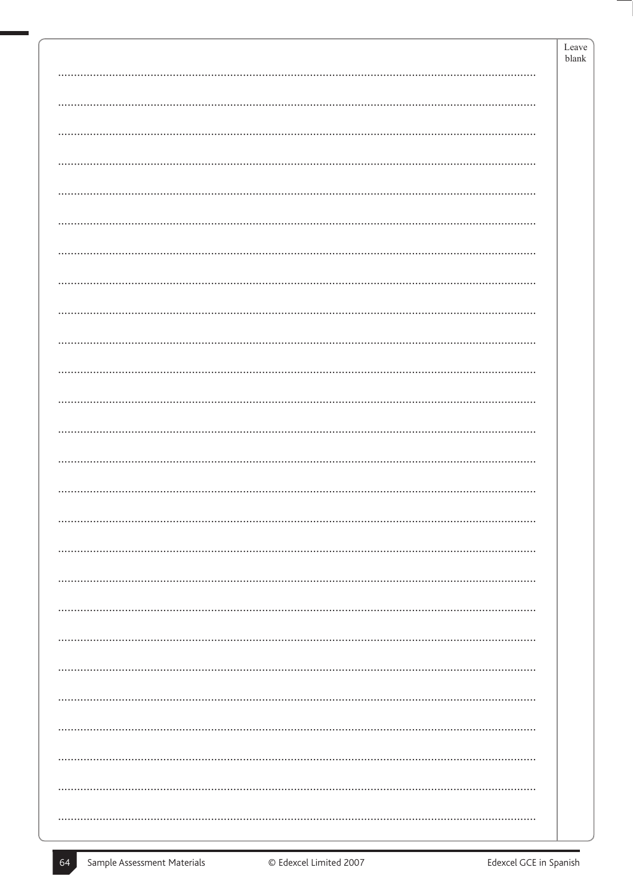Leave blank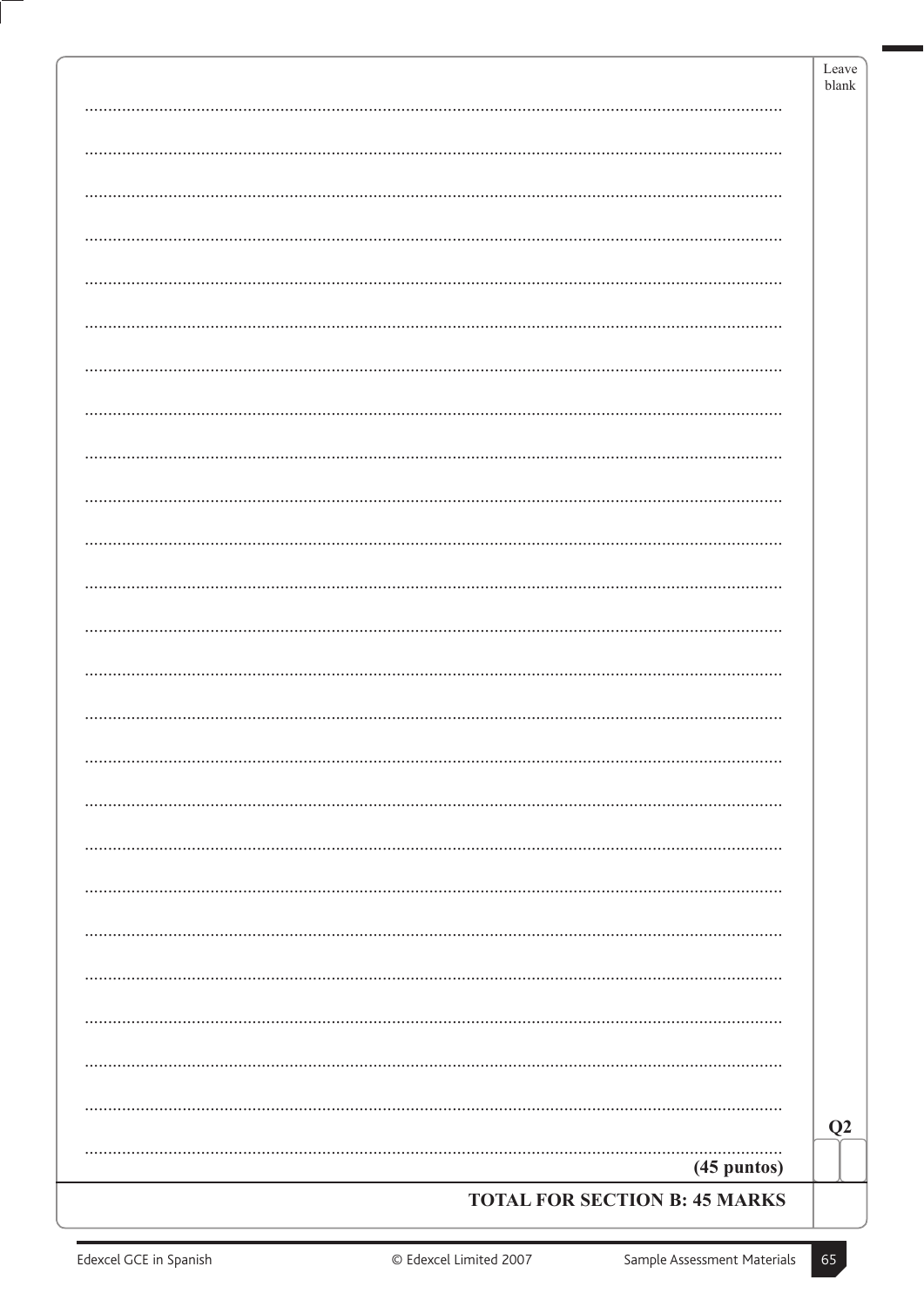(45 puntos)

**TOTAL FOR SECTION B: 45 MARKS**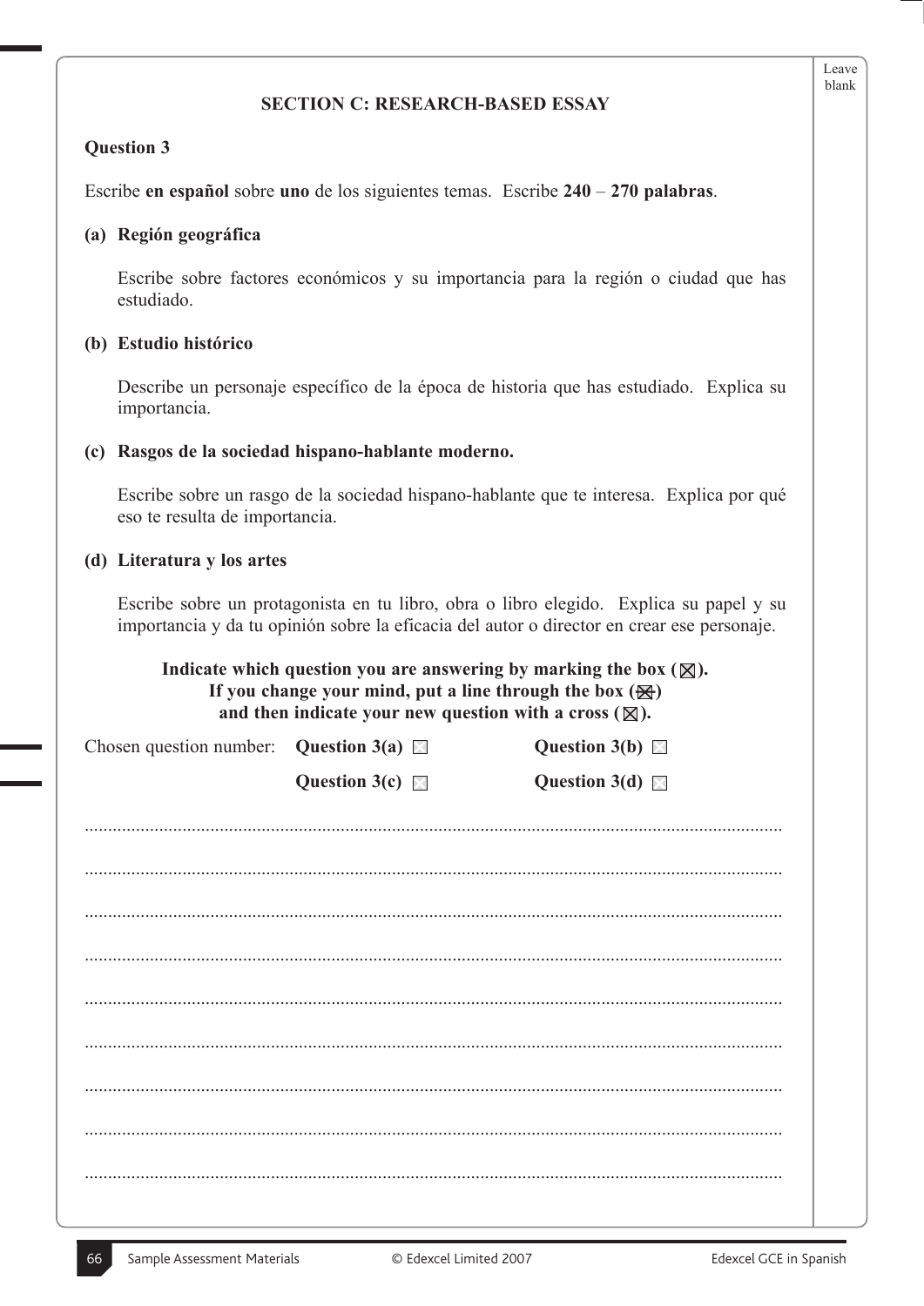## SECTION C: RESEARCH-BASED ESSAY

**Question 3**

Escribe **en español** sobre **uno** de los siguientes temas. Escribe **240** – **270 palabras**.

**(a) Región geográfica**

Escribe sobre factores económicos y su importancia para la región o ciudad que has estudiado.

**(b) Estudio histórico**

Describe un personaje específico de la época de historia que has estudiado. Explica su importancia.

**(c) Rasgos de la sociedad hispano-hablante moderno.**

Escribe sobre un rasgo de la sociedad hispano-hablante que te interesa. Explica por qué eso te resulta de importancia.

**(d) Literatura y los artes**

Escribe sobre un protagonista en tu libro, obra o libro elegido. Explica su papel y su importancia y da tu opinión sobre la eficacia del autor o director en crear ese personaje.

**Indicate which question you are answering by marking the box (☒).**
**If you change your mind, put a line through the box (☒)**
**and then indicate your new question with a cross (☒).**

Chosen question number: **Question 3(a)** ☐ **Question 3(b)** ☐

**Question 3(c)** ☐ **Question 3(d)** ☐

...................................................................................................................................................

...................................................................................................................................................

...................................................................................................................................................

...................................................................................................................................................

...................................................................................................................................................

...................................................................................................................................................

...................................................................................................................................................

...................................................................................................................................................

...................................................................................................................................................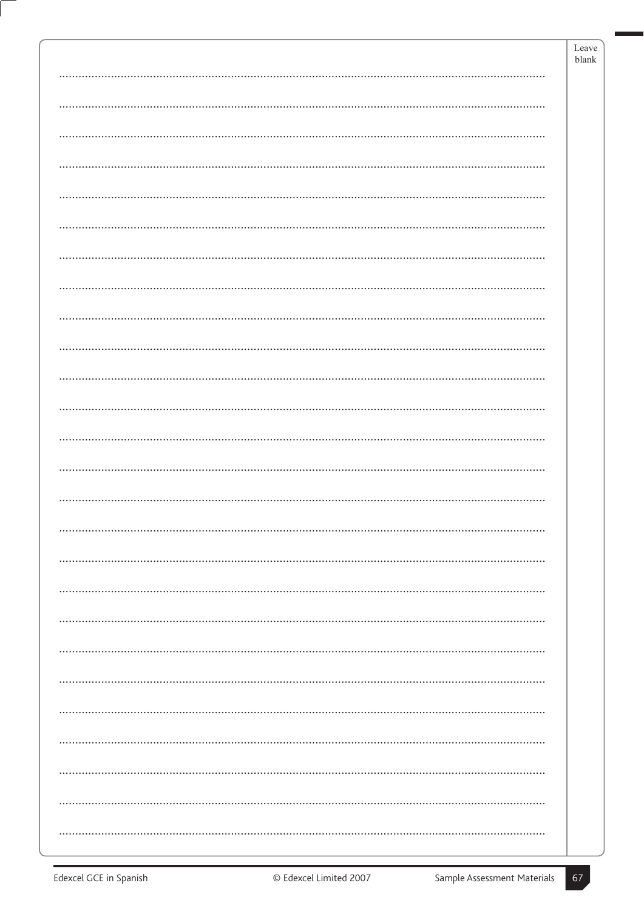Leave blank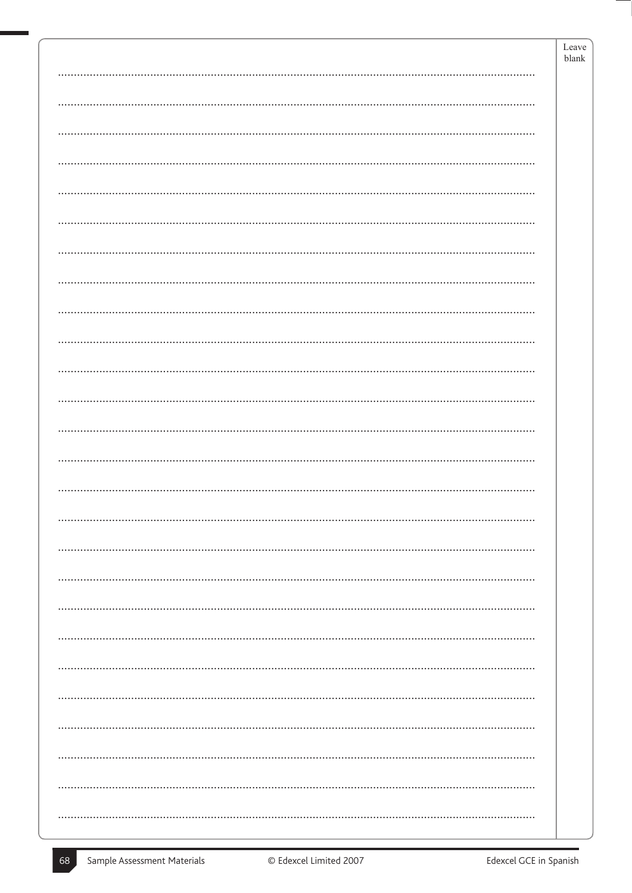Leave blank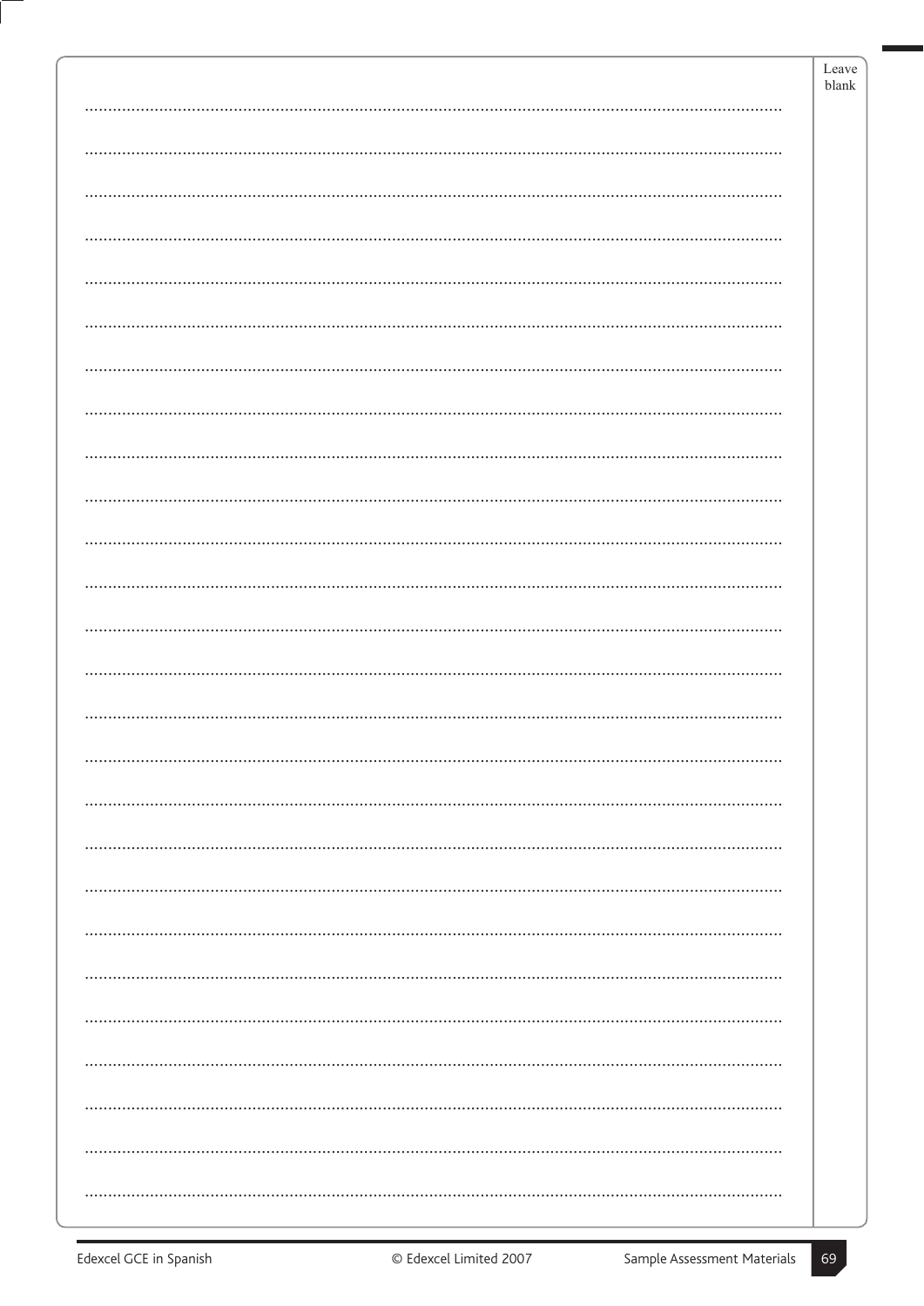Leave blank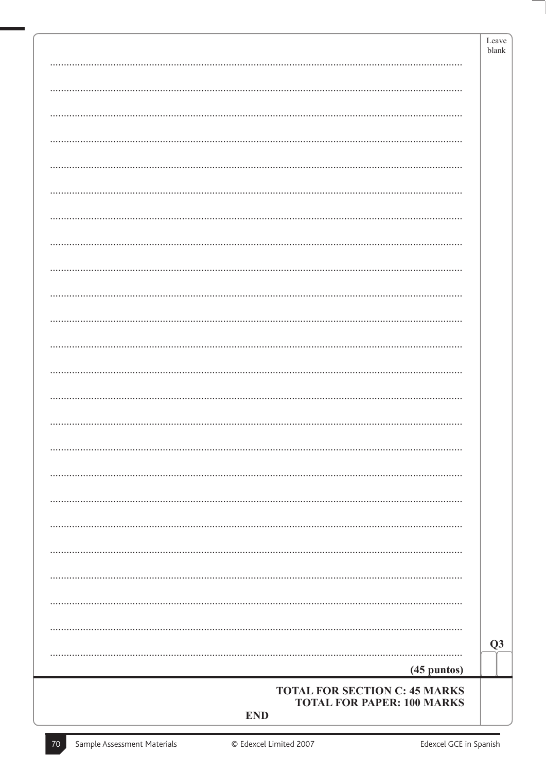Leave blank

Q3

(45 puntos)

**TOTAL FOR SECTION C: 45 MARKS**
**TOTAL FOR PAPER: 100 MARKS**

**END**